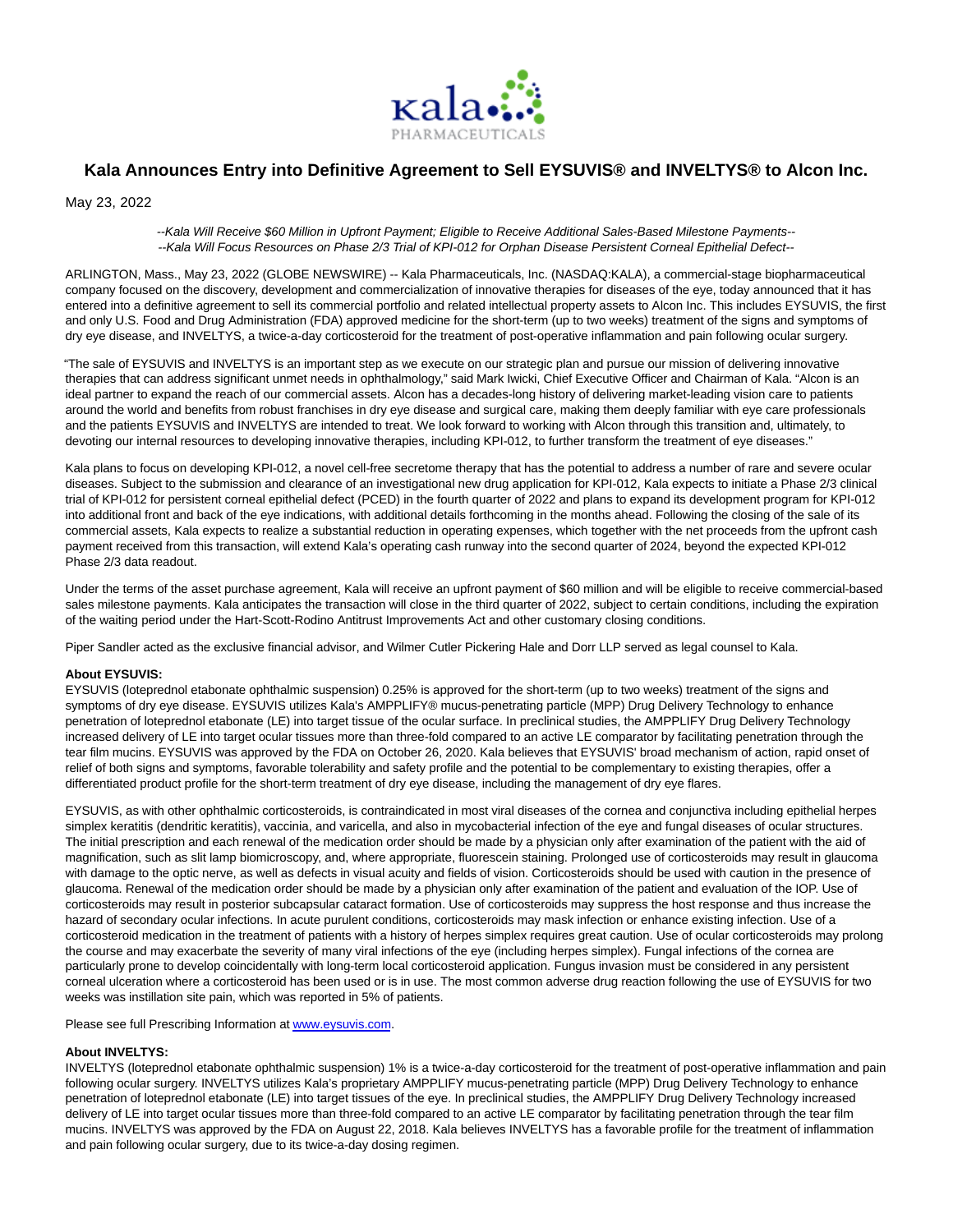# Kala Announces Entry into Definitive Agreement to Sell EYSUVIS® and INVELTYS® to Alcon Inc.

May 23, 2022

*--Kala Will Receive $60 Million in Upfront Payment; Eligible to Receive Additional Sales-Based Milestone Payments--*
*--Kala Will Focus Resources on Phase 2/3 Trial of KPI-012 for Orphan Disease Persistent Corneal Epithelial Defect--*

ARLINGTON, Mass., May 23, 2022 (GLOBE NEWSWIRE) -- Kala Pharmaceuticals, Inc. (NASDAQ:KALA), a commercial-stage biopharmaceutical company focused on the discovery, development and commercialization of innovative therapies for diseases of the eye, today announced that it has entered into a definitive agreement to sell its commercial portfolio and related intellectual property assets to Alcon Inc. This includes EYSUVIS, the first and only U.S. Food and Drug Administration (FDA) approved medicine for the short-term (up to two weeks) treatment of the signs and symptoms of dry eye disease, and INVELTYS, a twice-a-day corticosteroid for the treatment of post-operative inflammation and pain following ocular surgery.

"The sale of EYSUVIS and INVELTYS is an important step as we execute on our strategic plan and pursue our mission of delivering innovative therapies that can address significant unmet needs in ophthalmology," said Mark Iwicki, Chief Executive Officer and Chairman of Kala. "Alcon is an ideal partner to expand the reach of our commercial assets. Alcon has a decades-long history of delivering market-leading vision care to patients around the world and benefits from robust franchises in dry eye disease and surgical care, making them deeply familiar with eye care professionals and the patients EYSUVIS and INVELTYS are intended to treat. We look forward to working with Alcon through this transition and, ultimately, to devoting our internal resources to developing innovative therapies, including KPI-012, to further transform the treatment of eye diseases."

Kala plans to focus on developing KPI-012, a novel cell-free secretome therapy that has the potential to address a number of rare and severe ocular diseases. Subject to the submission and clearance of an investigational new drug application for KPI-012, Kala expects to initiate a Phase 2/3 clinical trial of KPI-012 for persistent corneal epithelial defect (PCED) in the fourth quarter of 2022 and plans to expand its development program for KPI-012 into additional front and back of the eye indications, with additional details forthcoming in the months ahead. Following the closing of the sale of its commercial assets, Kala expects to realize a substantial reduction in operating expenses, which together with the net proceeds from the upfront cash payment received from this transaction, will extend Kala's operating cash runway into the second quarter of 2024, beyond the expected KPI-012 Phase 2/3 data readout.

Under the terms of the asset purchase agreement, Kala will receive an upfront payment of $60 million and will be eligible to receive commercial-based sales milestone payments. Kala anticipates the transaction will close in the third quarter of 2022, subject to certain conditions, including the expiration of the waiting period under the Hart-Scott-Rodino Antitrust Improvements Act and other customary closing conditions.

Piper Sandler acted as the exclusive financial advisor, and Wilmer Cutler Pickering Hale and Dorr LLP served as legal counsel to Kala.

**About EYSUVIS:**

EYSUVIS (loteprednol etabonate ophthalmic suspension) 0.25% is approved for the short-term (up to two weeks) treatment of the signs and symptoms of dry eye disease. EYSUVIS utilizes Kala's AMPPLIFY® mucus-penetrating particle (MPP) Drug Delivery Technology to enhance penetration of loteprednol etabonate (LE) into target tissue of the ocular surface. In preclinical studies, the AMPPLIFY Drug Delivery Technology increased delivery of LE into target ocular tissues more than three-fold compared to an active LE comparator by facilitating penetration through the tear film mucins. EYSUVIS was approved by the FDA on October 26, 2020. Kala believes that EYSUVIS' broad mechanism of action, rapid onset of relief of both signs and symptoms, favorable tolerability and safety profile and the potential to be complementary to existing therapies, offer a differentiated product profile for the short-term treatment of dry eye disease, including the management of dry eye flares.

EYSUVIS, as with other ophthalmic corticosteroids, is contraindicated in most viral diseases of the cornea and conjunctiva including epithelial herpes simplex keratitis (dendritic keratitis), vaccinia, and varicella, and also in mycobacterial infection of the eye and fungal diseases of ocular structures. The initial prescription and each renewal of the medication order should be made by a physician only after examination of the patient with the aid of magnification, such as slit lamp biomicroscopy, and, where appropriate, fluorescein staining. Prolonged use of corticosteroids may result in glaucoma with damage to the optic nerve, as well as defects in visual acuity and fields of vision. Corticosteroids should be used with caution in the presence of glaucoma. Renewal of the medication order should be made by a physician only after examination of the patient and evaluation of the IOP. Use of corticosteroids may result in posterior subcapsular cataract formation. Use of corticosteroids may suppress the host response and thus increase the hazard of secondary ocular infections. In acute purulent conditions, corticosteroids may mask infection or enhance existing infection. Use of a corticosteroid medication in the treatment of patients with a history of herpes simplex requires great caution. Use of ocular corticosteroids may prolong the course and may exacerbate the severity of many viral infections of the eye (including herpes simplex). Fungal infections of the cornea are particularly prone to develop coincidentally with long-term local corticosteroid application. Fungus invasion must be considered in any persistent corneal ulceration where a corticosteroid has been used or is in use. The most common adverse drug reaction following the use of EYSUVIS for two weeks was instillation site pain, which was reported in 5% of patients.

Please see full Prescribing Information at [www.eysuvis.com](www.eysuvis.com).

**About INVELTYS:**

INVELTYS (loteprednol etabonate ophthalmic suspension) 1% is a twice-a-day corticosteroid for the treatment of post-operative inflammation and pain following ocular surgery. INVELTYS utilizes Kala's proprietary AMPPLIFY mucus-penetrating particle (MPP) Drug Delivery Technology to enhance penetration of loteprednol etabonate (LE) into target tissues of the eye. In preclinical studies, the AMPPLIFY Drug Delivery Technology increased delivery of LE into target ocular tissues more than three-fold compared to an active LE comparator by facilitating penetration through the tear film mucins. INVELTYS was approved by the FDA on August 22, 2018. Kala believes INVELTYS has a favorable profile for the treatment of inflammation and pain following ocular surgery, due to its twice-a-day dosing regimen.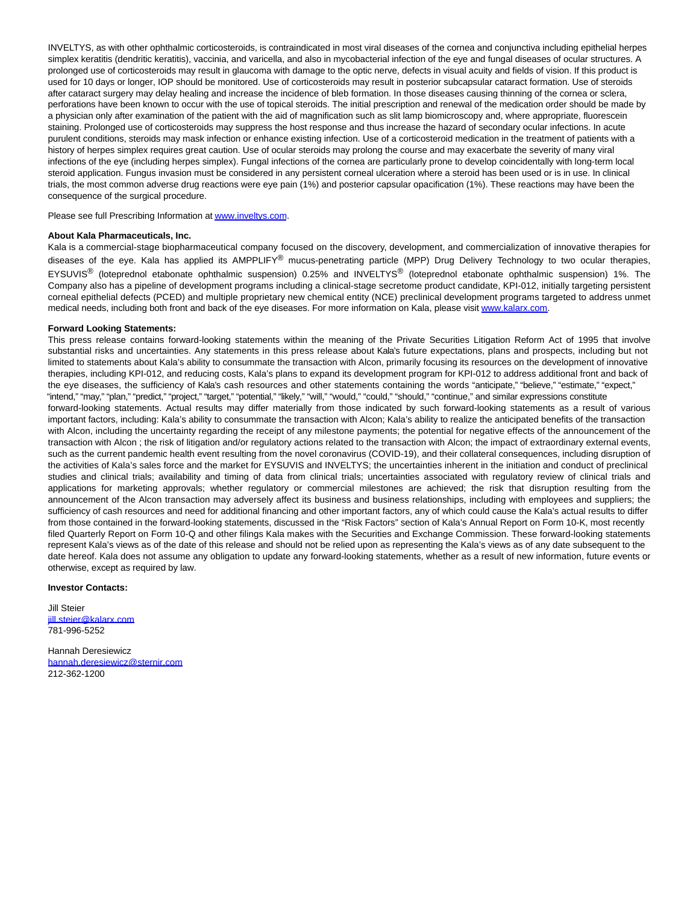INVELTYS, as with other ophthalmic corticosteroids, is contraindicated in most viral diseases of the cornea and conjunctiva including epithelial herpes simplex keratitis (dendritic keratitis), vaccinia, and varicella, and also in mycobacterial infection of the eye and fungal diseases of ocular structures. A prolonged use of corticosteroids may result in glaucoma with damage to the optic nerve, defects in visual acuity and fields of vision. If this product is used for 10 days or longer, IOP should be monitored. Use of corticosteroids may result in posterior subcapsular cataract formation. Use of steroids after cataract surgery may delay healing and increase the incidence of bleb formation. In those diseases causing thinning of the cornea or sclera, perforations have been known to occur with the use of topical steroids. The initial prescription and renewal of the medication order should be made by a physician only after examination of the patient with the aid of magnification such as slit lamp biomicroscopy and, where appropriate, fluorescein staining. Prolonged use of corticosteroids may suppress the host response and thus increase the hazard of secondary ocular infections. In acute purulent conditions, steroids may mask infection or enhance existing infection. Use of a corticosteroid medication in the treatment of patients with a history of herpes simplex requires great caution. Use of ocular steroids may prolong the course and may exacerbate the severity of many viral infections of the eye (including herpes simplex). Fungal infections of the cornea are particularly prone to develop coincidentally with long-term local steroid application. Fungus invasion must be considered in any persistent corneal ulceration where a steroid has been used or is in use. In clinical trials, the most common adverse drug reactions were eye pain (1%) and posterior capsular opacification (1%). These reactions may have been the consequence of the surgical procedure.

Please see full Prescribing Information at www.inveltys.com.

**About Kala Pharmaceuticals, Inc.**

Kala is a commercial-stage biopharmaceutical company focused on the discovery, development, and commercialization of innovative therapies for diseases of the eye. Kala has applied its AMPPLIFY® mucus-penetrating particle (MPP) Drug Delivery Technology to two ocular therapies, EYSUVIS® (loteprednol etabonate ophthalmic suspension) 0.25% and INVELTYS® (loteprednol etabonate ophthalmic suspension) 1%. The Company also has a pipeline of development programs including a clinical-stage secretome product candidate, KPI-012, initially targeting persistent corneal epithelial defects (PCED) and multiple proprietary new chemical entity (NCE) preclinical development programs targeted to address unmet medical needs, including both front and back of the eye diseases. For more information on Kala, please visit www.kalarx.com.

**Forward Looking Statements:**

This press release contains forward-looking statements within the meaning of the Private Securities Litigation Reform Act of 1995 that involve substantial risks and uncertainties. Any statements in this press release about Kala's future expectations, plans and prospects, including but not limited to statements about Kala's ability to consummate the transaction with Alcon, primarily focusing its resources on the development of innovative therapies, including KPI-012, and reducing costs, Kala's plans to expand its development program for KPI-012 to address additional front and back of the eye diseases, the sufficiency of Kala's cash resources and other statements containing the words "anticipate," "believe," "estimate," "expect," "intend," "may," "plan," "predict," "project," "target," "potential," "likely," "will," "would," "could," "should," "continue," and similar expressions constitute forward-looking statements. Actual results may differ materially from those indicated by such forward-looking statements as a result of various important factors, including: Kala's ability to consummate the transaction with Alcon; Kala's ability to realize the anticipated benefits of the transaction with Alcon, including the uncertainty regarding the receipt of any milestone payments; the potential for negative effects of the announcement of the transaction with Alcon ; the risk of litigation and/or regulatory actions related to the transaction with Alcon; the impact of extraordinary external events, such as the current pandemic health event resulting from the novel coronavirus (COVID-19), and their collateral consequences, including disruption of the activities of Kala's sales force and the market for EYSUVIS and INVELTYS; the uncertainties inherent in the initiation and conduct of preclinical studies and clinical trials; availability and timing of data from clinical trials; uncertainties associated with regulatory review of clinical trials and applications for marketing approvals; whether regulatory or commercial milestones are achieved; the risk that disruption resulting from the announcement of the Alcon transaction may adversely affect its business and business relationships, including with employees and suppliers; the sufficiency of cash resources and need for additional financing and other important factors, any of which could cause the Kala's actual results to differ from those contained in the forward-looking statements, discussed in the "Risk Factors" section of Kala's Annual Report on Form 10-K, most recently filed Quarterly Report on Form 10-Q and other filings Kala makes with the Securities and Exchange Commission. These forward-looking statements represent Kala's views as of the date of this release and should not be relied upon as representing the Kala's views as of any date subsequent to the date hereof. Kala does not assume any obligation to update any forward-looking statements, whether as a result of new information, future events or otherwise, except as required by law.

**Investor Contacts:**

Jill Steier
jill.steier@kalarx.com
781-996-5252

Hannah Deresiewicz
hannah.deresiewicz@sternir.com
212-362-1200